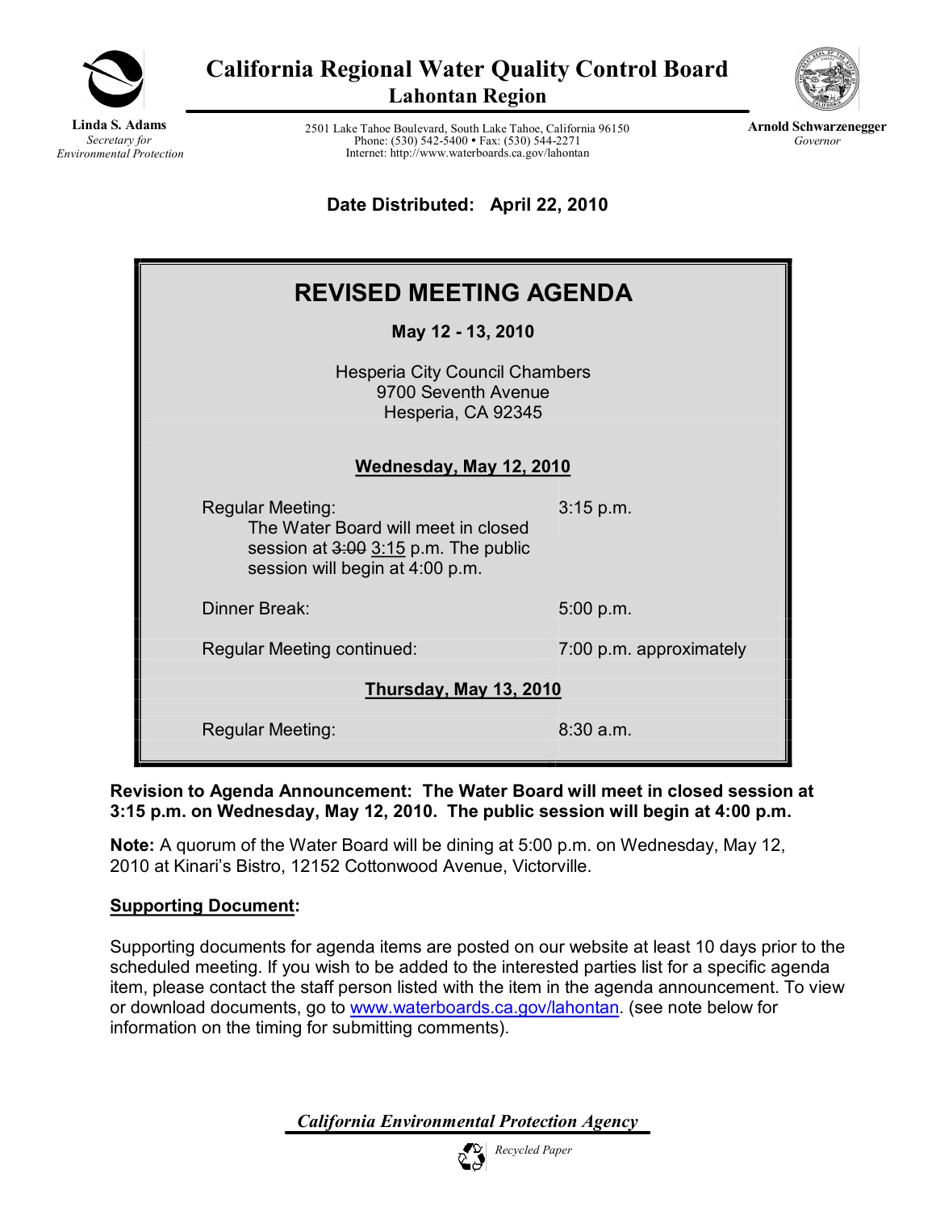# California Regional Water Quality Control Board
## Lahontan Region

**Linda S. Adams**
*Secretary for Environmental Protection*

2501 Lake Tahoe Boulevard, South Lake Tahoe, California 96150
Phone: (530) 542-5400 • Fax: (530) 544-2271
Internet: http://www.waterboards.ca.gov/lahontan

**Arnold Schwarzenegger**
*Governor*

**Date Distributed: April 22, 2010**

## REVISED MEETING AGENDA

**May 12 - 13, 2010**

Hesperia City Council Chambers
9700 Seventh Avenue
Hesperia, CA 92345

**Wednesday, May 12, 2010**

| | |
|---|---|
| Regular Meeting: The Water Board will meet in closed session at ~~3:00~~ 3:15 p.m. The public session will begin at 4:00 p.m. | 3:15 p.m. |
| Dinner Break: | 5:00 p.m. |
| Regular Meeting continued: | 7:00 p.m. approximately |

**Thursday, May 13, 2010**

| | |
|---|---|
| Regular Meeting: | 8:30 a.m. |

**Revision to Agenda Announcement: The Water Board will meet in closed session at 3:15 p.m. on Wednesday, May 12, 2010. The public session will begin at 4:00 p.m.**

**Note:** A quorum of the Water Board will be dining at 5:00 p.m. on Wednesday, May 12, 2010 at Kinari's Bistro, 12152 Cottonwood Avenue, Victorville.

**Supporting Document:**

Supporting documents for agenda items are posted on our website at least 10 days prior to the scheduled meeting. If you wish to be added to the interested parties list for a specific agenda item, please contact the staff person listed with the item in the agenda announcement. To view or download documents, go to www.waterboards.ca.gov/lahontan. (see note below for information on the timing for submitting comments).

*California Environmental Protection Agency*

*Recycled Paper*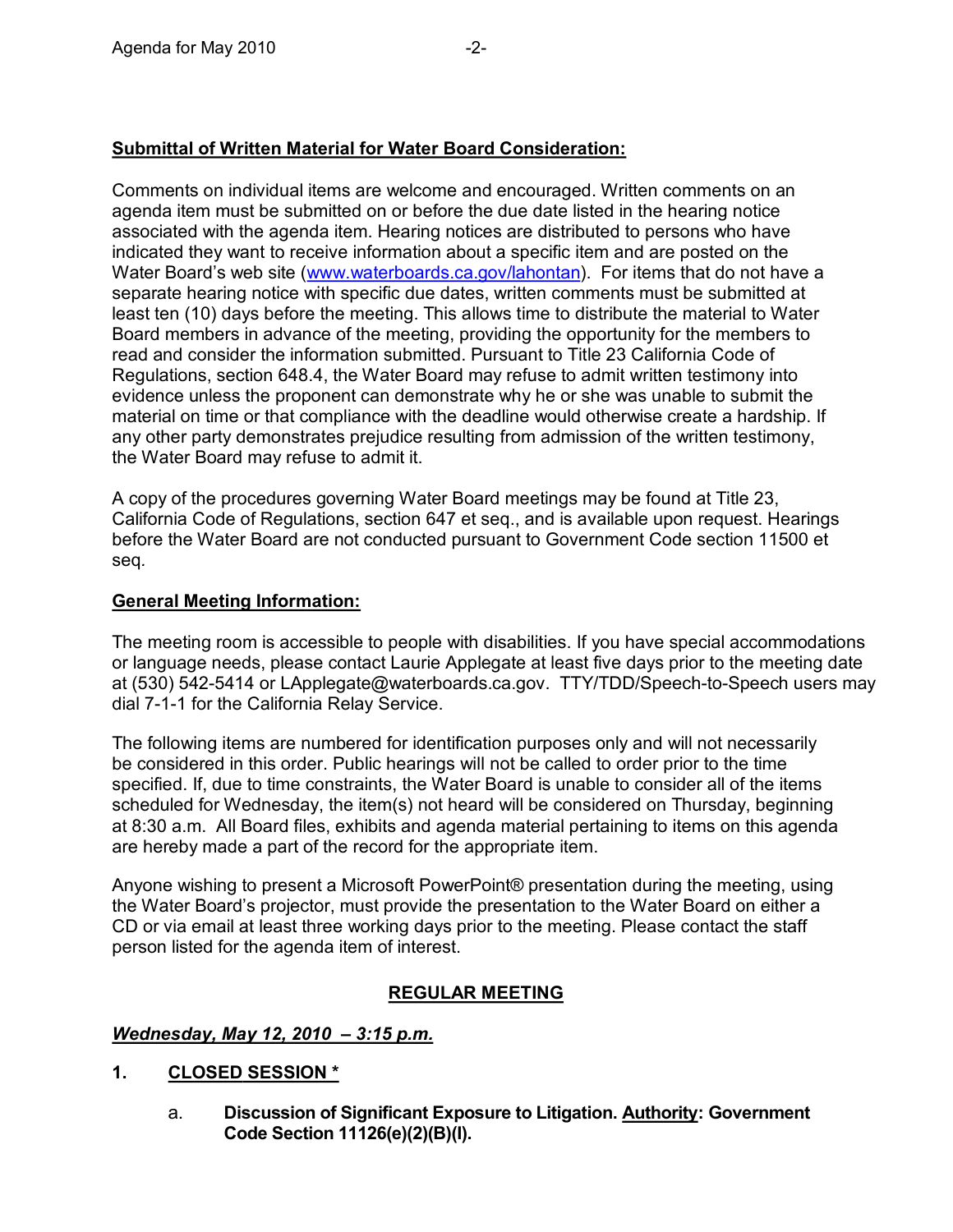**Submittal of Written Material for Water Board Consideration:**

Comments on individual items are welcome and encouraged. Written comments on an agenda item must be submitted on or before the due date listed in the hearing notice associated with the agenda item. Hearing notices are distributed to persons who have indicated they want to receive information about a specific item and are posted on the Water Board's web site (www.waterboards.ca.gov/lahontan). For items that do not have a separate hearing notice with specific due dates, written comments must be submitted at least ten (10) days before the meeting. This allows time to distribute the material to Water Board members in advance of the meeting, providing the opportunity for the members to read and consider the information submitted. Pursuant to Title 23 California Code of Regulations, section 648.4, the Water Board may refuse to admit written testimony into evidence unless the proponent can demonstrate why he or she was unable to submit the material on time or that compliance with the deadline would otherwise create a hardship. If any other party demonstrates prejudice resulting from admission of the written testimony, the Water Board may refuse to admit it.

A copy of the procedures governing Water Board meetings may be found at Title 23, California Code of Regulations, section 647 et seq., and is available upon request. Hearings before the Water Board are not conducted pursuant to Government Code section 11500 et seq.

**General Meeting Information:**

The meeting room is accessible to people with disabilities. If you have special accommodations or language needs, please contact Laurie Applegate at least five days prior to the meeting date at (530) 542-5414 or LApplegate@waterboards.ca.gov. TTY/TDD/Speech-to-Speech users may dial 7-1-1 for the California Relay Service.

The following items are numbered for identification purposes only and will not necessarily be considered in this order. Public hearings will not be called to order prior to the time specified. If, due to time constraints, the Water Board is unable to consider all of the items scheduled for Wednesday, the item(s) not heard will be considered on Thursday, beginning at 8:30 a.m. All Board files, exhibits and agenda material pertaining to items on this agenda are hereby made a part of the record for the appropriate item.

Anyone wishing to present a Microsoft PowerPoint® presentation during the meeting, using the Water Board's projector, must provide the presentation to the Water Board on either a CD or via email at least three working days prior to the meeting. Please contact the staff person listed for the agenda item of interest.

## REGULAR MEETING

***Wednesday, May 12, 2010 – 3:15 p.m.***

**1. CLOSED SESSION ***

a. **Discussion of Significant Exposure to Litigation. Authority: Government Code Section 11126(e)(2)(B)(I).**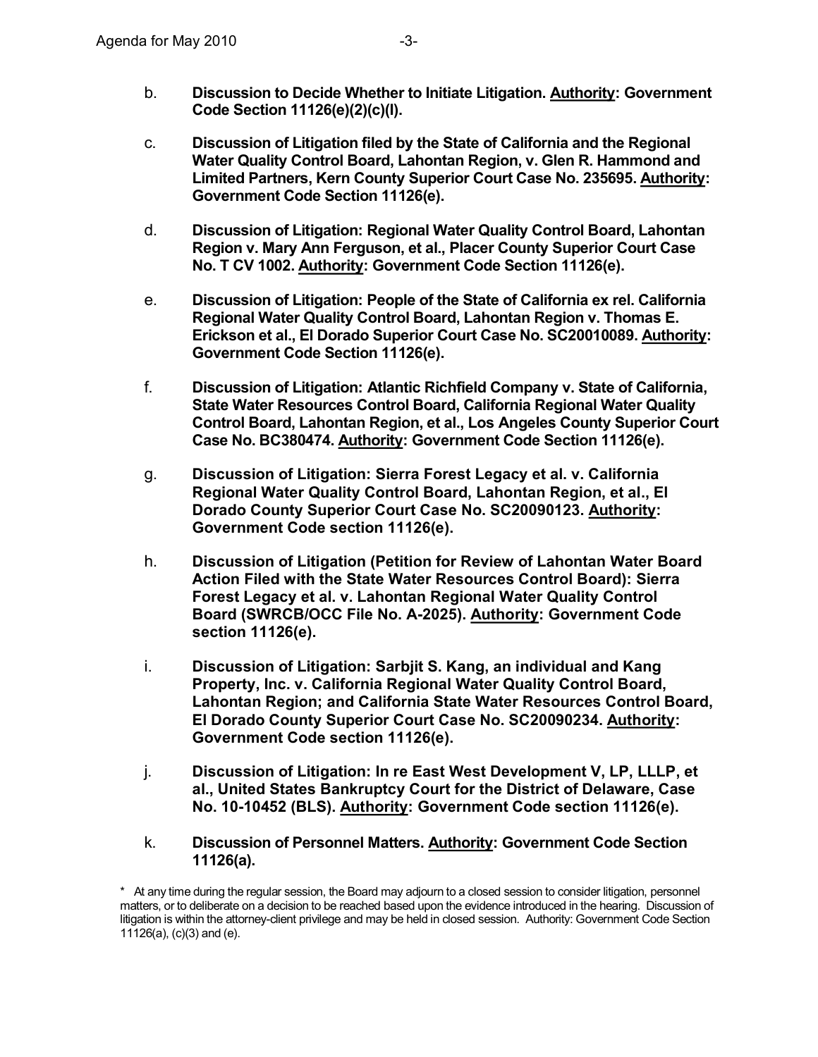b. **Discussion to Decide Whether to Initiate Litigation. <u>Authority</u>: Government Code Section 11126(e)(2)(c)(l).**

c. **Discussion of Litigation filed by the State of California and the Regional Water Quality Control Board, Lahontan Region, v. Glen R. Hammond and Limited Partners, Kern County Superior Court Case No. 235695. <u>Authority</u>: Government Code Section 11126(e).**

d. **Discussion of Litigation: Regional Water Quality Control Board, Lahontan Region v. Mary Ann Ferguson, et al., Placer County Superior Court Case No. T CV 1002. <u>Authority</u>: Government Code Section 11126(e).**

e. **Discussion of Litigation: People of the State of California ex rel. California Regional Water Quality Control Board, Lahontan Region v. Thomas E. Erickson et al., El Dorado Superior Court Case No. SC20010089. <u>Authority</u>: Government Code Section 11126(e).**

f. **Discussion of Litigation: Atlantic Richfield Company v. State of California, State Water Resources Control Board, California Regional Water Quality Control Board, Lahontan Region, et al., Los Angeles County Superior Court Case No. BC380474. <u>Authority</u>: Government Code Section 11126(e).**

g. **Discussion of Litigation: Sierra Forest Legacy et al. v. California Regional Water Quality Control Board, Lahontan Region, et al., El Dorado County Superior Court Case No. SC20090123. <u>Authority</u>: Government Code section 11126(e).**

h. **Discussion of Litigation (Petition for Review of Lahontan Water Board Action Filed with the State Water Resources Control Board): Sierra Forest Legacy et al. v. Lahontan Regional Water Quality Control Board (SWRCB/OCC File No. A-2025). <u>Authority</u>: Government Code section 11126(e).**

i. **Discussion of Litigation: Sarbjit S. Kang, an individual and Kang Property, Inc. v. California Regional Water Quality Control Board, Lahontan Region; and California State Water Resources Control Board, El Dorado County Superior Court Case No. SC20090234. <u>Authority</u>: Government Code section 11126(e).**

j. **Discussion of Litigation: In re East West Development V, LP, LLLP, et al., United States Bankruptcy Court for the District of Delaware, Case No. 10-10452 (BLS). <u>Authority</u>: Government Code section 11126(e).**

k. **Discussion of Personnel Matters. <u>Authority</u>: Government Code Section 11126(a).**

\* At any time during the regular session, the Board may adjourn to a closed session to consider litigation, personnel matters, or to deliberate on a decision to be reached based upon the evidence introduced in the hearing. Discussion of litigation is within the attorney-client privilege and may be held in closed session. Authority: Government Code Section 11126(a), (c)(3) and (e).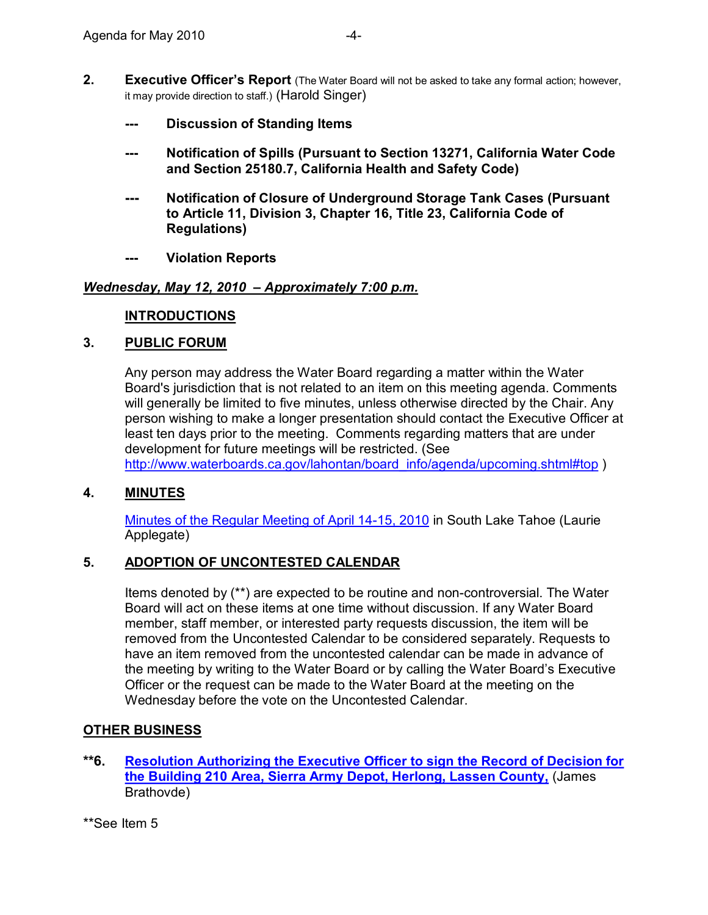**2.** **Executive Officer's Report** (The Water Board will not be asked to take any formal action; however, it may provide direction to staff.) (Harold Singer)

- **Discussion of Standing Items**
- **Notification of Spills (Pursuant to Section 13271, California Water Code and Section 25180.7, California Health and Safety Code)**
- **Notification of Closure of Underground Storage Tank Cases (Pursuant to Article 11, Division 3, Chapter 16, Title 23, California Code of Regulations)**
- **Violation Reports**

***Wednesday, May 12, 2010 – Approximately 7:00 p.m.***

**INTRODUCTIONS**

**3. PUBLIC FORUM**

Any person may address the Water Board regarding a matter within the Water Board's jurisdiction that is not related to an item on this meeting agenda. Comments will generally be limited to five minutes, unless otherwise directed by the Chair. Any person wishing to make a longer presentation should contact the Executive Officer at least ten days prior to the meeting. Comments regarding matters that are under development for future meetings will be restricted. (See http://www.waterboards.ca.gov/lahontan/board_info/agenda/upcoming.shtml#top )

**4. MINUTES**

Minutes of the Regular Meeting of April 14-15, 2010 in South Lake Tahoe (Laurie Applegate)

**5. ADOPTION OF UNCONTESTED CALENDAR**

Items denoted by (**) are expected to be routine and non-controversial. The Water Board will act on these items at one time without discussion. If any Water Board member, staff member, or interested party requests discussion, the item will be removed from the Uncontested Calendar to be considered separately. Requests to have an item removed from the uncontested calendar can be made in advance of the meeting by writing to the Water Board or by calling the Water Board's Executive Officer or the request can be made to the Water Board at the meeting on the Wednesday before the vote on the Uncontested Calendar.

**OTHER BUSINESS**

****6. Resolution Authorizing the Executive Officer to sign the Record of Decision for the Building 210 Area, Sierra Army Depot, Herlong, Lassen County,** (James Brathovde)

**See Item 5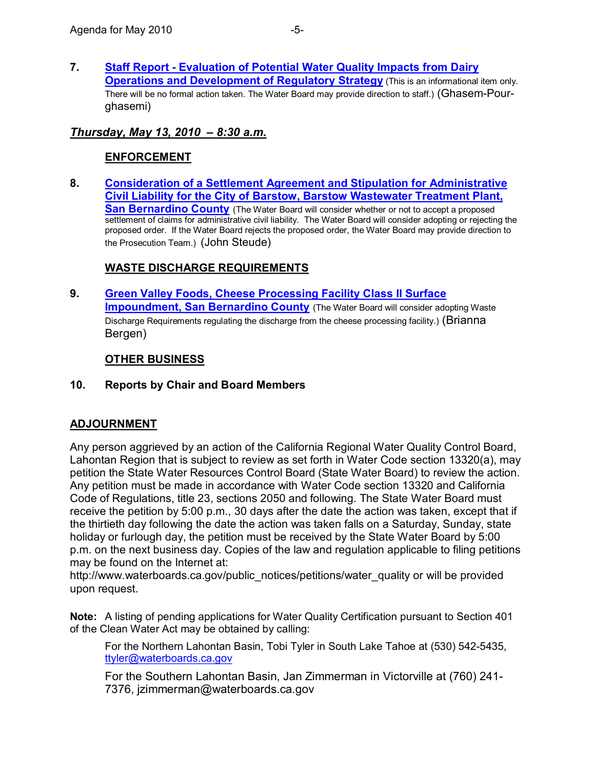7. **Staff Report - Evaluation of Potential Water Quality Impacts from Dairy Operations and Development of Regulatory Strategy** (This is an informational item only. There will be no formal action taken. The Water Board may provide direction to staff.) (Ghasem-Pour-ghasemi)

***Thursday, May 13, 2010 – 8:30 a.m.***

**ENFORCEMENT**

8. **Consideration of a Settlement Agreement and Stipulation for Administrative Civil Liability for the City of Barstow, Barstow Wastewater Treatment Plant, San Bernardino County** (The Water Board will consider whether or not to accept a proposed settlement of claims for administrative civil liability. The Water Board will consider adopting or rejecting the proposed order. If the Water Board rejects the proposed order, the Water Board may provide direction to the Prosecution Team.) (John Steude)

**WASTE DISCHARGE REQUIREMENTS**

9. **Green Valley Foods, Cheese Processing Facility Class II Surface Impoundment, San Bernardino County** (The Water Board will consider adopting Waste Discharge Requirements regulating the discharge from the cheese processing facility.) (Brianna Bergen)

**OTHER BUSINESS**

10. **Reports by Chair and Board Members**

**ADJOURNMENT**

Any person aggrieved by an action of the California Regional Water Quality Control Board, Lahontan Region that is subject to review as set forth in Water Code section 13320(a), may petition the State Water Resources Control Board (State Water Board) to review the action. Any petition must be made in accordance with Water Code section 13320 and California Code of Regulations, title 23, sections 2050 and following. The State Water Board must receive the petition by 5:00 p.m., 30 days after the date the action was taken, except that if the thirtieth day following the date the action was taken falls on a Saturday, Sunday, state holiday or furlough day, the petition must be received by the State Water Board by 5:00 p.m. on the next business day. Copies of the law and regulation applicable to filing petitions may be found on the Internet at: http://www.waterboards.ca.gov/public_notices/petitions/water_quality or will be provided upon request.

**Note:** A listing of pending applications for Water Quality Certification pursuant to Section 401 of the Clean Water Act may be obtained by calling:

For the Northern Lahontan Basin, Tobi Tyler in South Lake Tahoe at (530) 542-5435, ttyler@waterboards.ca.gov

For the Southern Lahontan Basin, Jan Zimmerman in Victorville at (760) 241-7376, jzimmerman@waterboards.ca.gov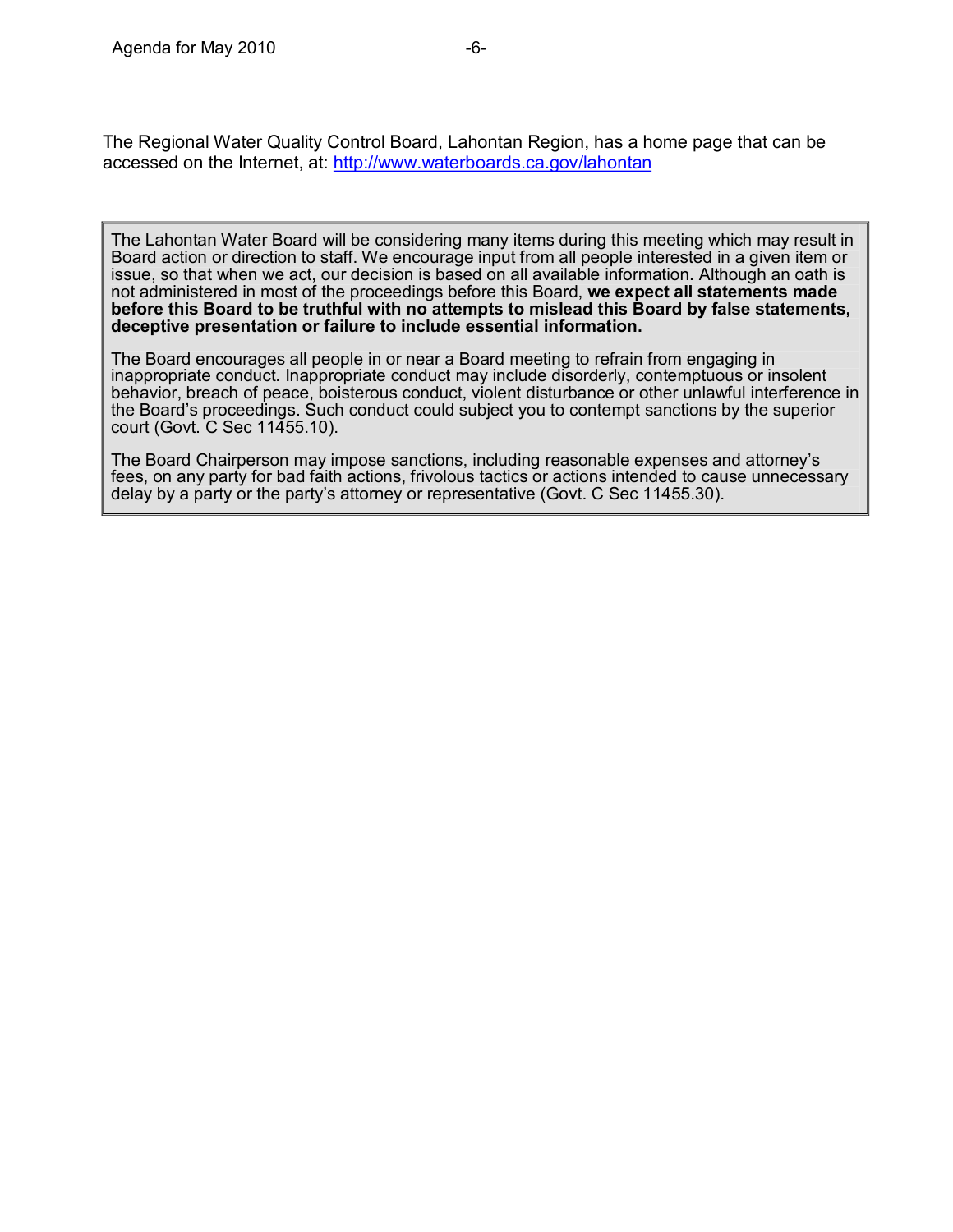The Regional Water Quality Control Board, Lahontan Region, has a home page that can be accessed on the Internet, at: [http://www.waterboards.ca.gov/lahontan](http://www.waterboards.ca.gov/lahontan)

The Lahontan Water Board will be considering many items during this meeting which may result in Board action or direction to staff. We encourage input from all people interested in a given item or issue, so that when we act, our decision is based on all available information. Although an oath is not administered in most of the proceedings before this Board, **we expect all statements made before this Board to be truthful with no attempts to mislead this Board by false statements, deceptive presentation or failure to include essential information.**

The Board encourages all people in or near a Board meeting to refrain from engaging in inappropriate conduct. Inappropriate conduct may include disorderly, contemptuous or insolent behavior, breach of peace, boisterous conduct, violent disturbance or other unlawful interference in the Board's proceedings. Such conduct could subject you to contempt sanctions by the superior court (Govt. C Sec 11455.10).

The Board Chairperson may impose sanctions, including reasonable expenses and attorney's fees, on any party for bad faith actions, frivolous tactics or actions intended to cause unnecessary delay by a party or the party's attorney or representative (Govt. C Sec 11455.30).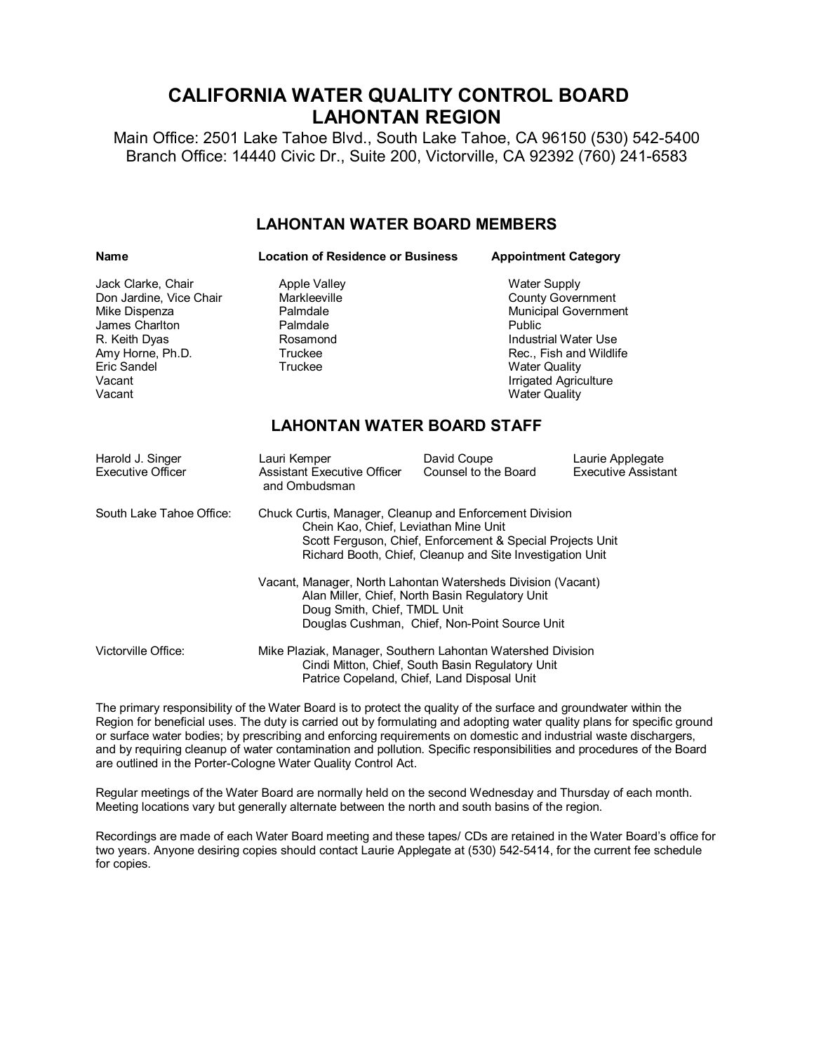# CALIFORNIA WATER QUALITY CONTROL BOARD
# LAHONTAN REGION

Main Office: 2501 Lake Tahoe Blvd., South Lake Tahoe, CA 96150 (530) 542-5400
Branch Office: 14440 Civic Dr., Suite 200, Victorville, CA 92392 (760) 241-6583

## LAHONTAN WATER BOARD MEMBERS

| Name | Location of Residence or Business | Appointment Category |
|---|---|---|
| Jack Clarke, Chair | Apple Valley | Water Supply |
| Don Jardine, Vice Chair | Markleeville | County Government |
| Mike Dispenza | Palmdale | Municipal Government |
| James Charlton | Palmdale | Public |
| R. Keith Dyas | Rosamond | Industrial Water Use |
| Amy Horne, Ph.D. | Truckee | Rec., Fish and Wildlife |
| Eric Sandel | Truckee | Water Quality |
| Vacant | | Irrigated Agriculture |
| Vacant | | Water Quality |

## LAHONTAN WATER BOARD STAFF

| Harold J. Singer | Lauri Kemper | David Coupe | Laurie Applegate |
|---|---|---|---|
| Executive Officer | Assistant Executive Officer and Ombudsman | Counsel to the Board | Executive Assistant |

South Lake Tahoe Office:

Chuck Curtis, Manager, Cleanup and Enforcement Division
- Chein Kao, Chief, Leviathan Mine Unit
- Scott Ferguson, Chief, Enforcement & Special Projects Unit
- Richard Booth, Chief, Cleanup and Site Investigation Unit

Vacant, Manager, North Lahontan Watersheds Division (Vacant)
- Alan Miller, Chief, North Basin Regulatory Unit
- Doug Smith, Chief, TMDL Unit
- Douglas Cushman, Chief, Non-Point Source Unit

Victorville Office:

Mike Plaziak, Manager, Southern Lahontan Watershed Division
- Cindi Mitton, Chief, South Basin Regulatory Unit
- Patrice Copeland, Chief, Land Disposal Unit

The primary responsibility of the Water Board is to protect the quality of the surface and groundwater within the Region for beneficial uses. The duty is carried out by formulating and adopting water quality plans for specific ground or surface water bodies; by prescribing and enforcing requirements on domestic and industrial waste dischargers, and by requiring cleanup of water contamination and pollution. Specific responsibilities and procedures of the Board are outlined in the Porter-Cologne Water Quality Control Act.

Regular meetings of the Water Board are normally held on the second Wednesday and Thursday of each month. Meeting locations vary but generally alternate between the north and south basins of the region.

Recordings are made of each Water Board meeting and these tapes/ CDs are retained in the Water Board's office for two years. Anyone desiring copies should contact Laurie Applegate at (530) 542-5414, for the current fee schedule for copies.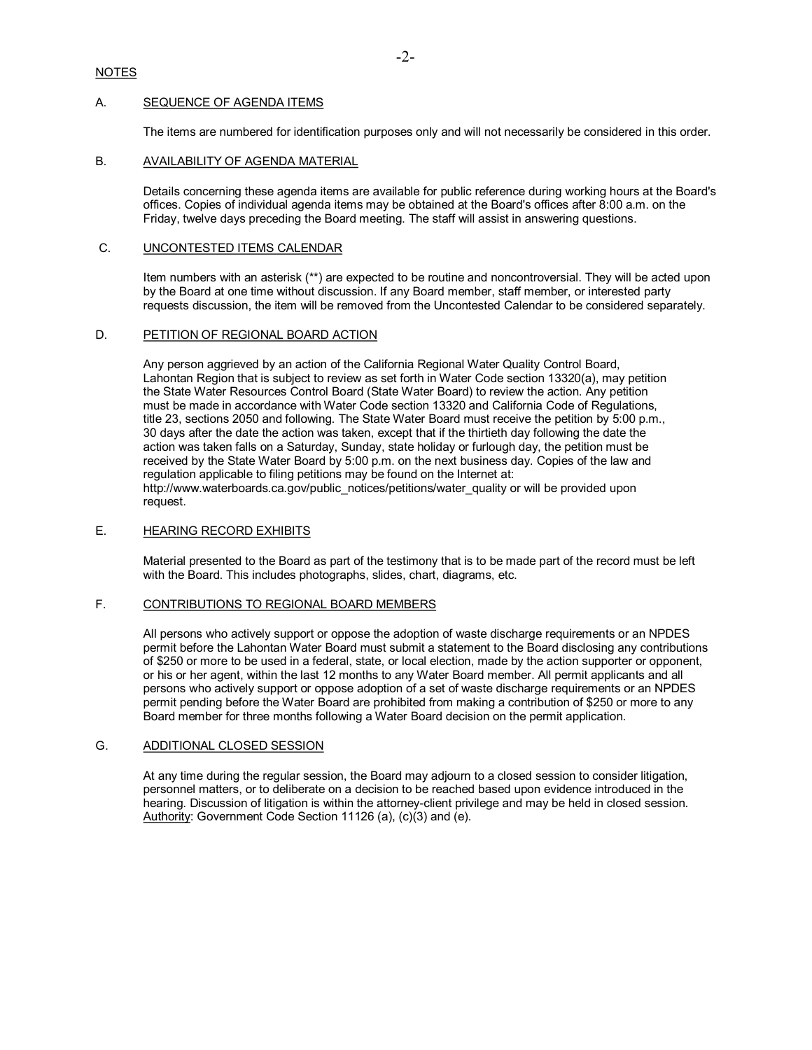NOTES

A. SEQUENCE OF AGENDA ITEMS

The items are numbered for identification purposes only and will not necessarily be considered in this order.

B. AVAILABILITY OF AGENDA MATERIAL

Details concerning these agenda items are available for public reference during working hours at the Board's offices. Copies of individual agenda items may be obtained at the Board's offices after 8:00 a.m. on the Friday, twelve days preceding the Board meeting. The staff will assist in answering questions.

C. UNCONTESTED ITEMS CALENDAR

Item numbers with an asterisk (**) are expected to be routine and noncontroversial. They will be acted upon by the Board at one time without discussion. If any Board member, staff member, or interested party requests discussion, the item will be removed from the Uncontested Calendar to be considered separately.

D. PETITION OF REGIONAL BOARD ACTION

Any person aggrieved by an action of the California Regional Water Quality Control Board, Lahontan Region that is subject to review as set forth in Water Code section 13320(a), may petition the State Water Resources Control Board (State Water Board) to review the action. Any petition must be made in accordance with Water Code section 13320 and California Code of Regulations, title 23, sections 2050 and following. The State Water Board must receive the petition by 5:00 p.m., 30 days after the date the action was taken, except that if the thirtieth day following the date the action was taken falls on a Saturday, Sunday, state holiday or furlough day, the petition must be received by the State Water Board by 5:00 p.m. on the next business day. Copies of the law and regulation applicable to filing petitions may be found on the Internet at: http://www.waterboards.ca.gov/public_notices/petitions/water_quality or will be provided upon request.

E. HEARING RECORD EXHIBITS

Material presented to the Board as part of the testimony that is to be made part of the record must be left with the Board. This includes photographs, slides, chart, diagrams, etc.

F. CONTRIBUTIONS TO REGIONAL BOARD MEMBERS

All persons who actively support or oppose the adoption of waste discharge requirements or an NPDES permit before the Lahontan Water Board must submit a statement to the Board disclosing any contributions of $250 or more to be used in a federal, state, or local election, made by the action supporter or opponent, or his or her agent, within the last 12 months to any Water Board member. All permit applicants and all persons who actively support or oppose adoption of a set of waste discharge requirements or an NPDES permit pending before the Water Board are prohibited from making a contribution of $250 or more to any Board member for three months following a Water Board decision on the permit application.

G. ADDITIONAL CLOSED SESSION

At any time during the regular session, the Board may adjourn to a closed session to consider litigation, personnel matters, or to deliberate on a decision to be reached based upon evidence introduced in the hearing. Discussion of litigation is within the attorney-client privilege and may be held in closed session. Authority: Government Code Section 11126 (a), (c)(3) and (e).